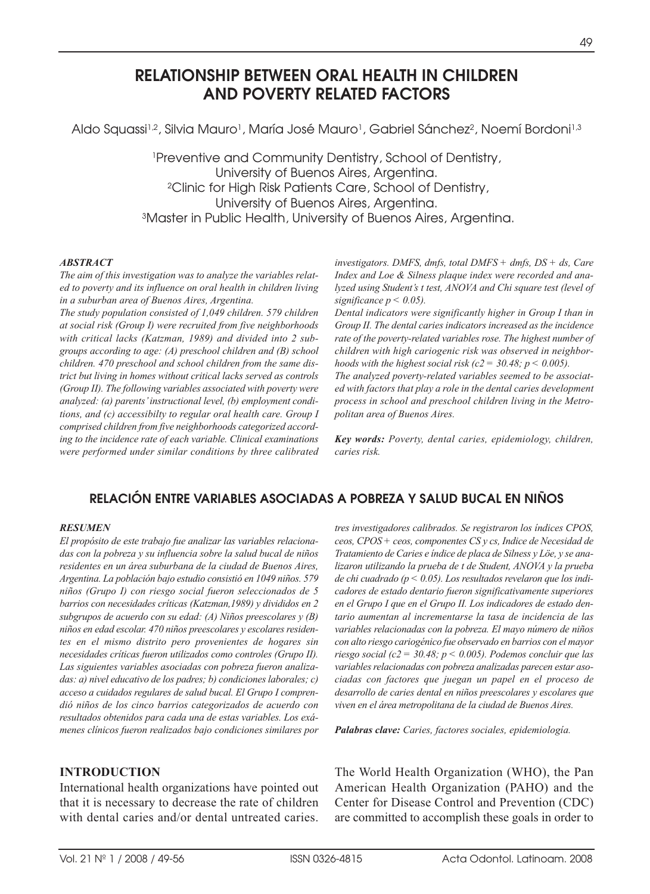# RELATIONSHIP BETWEEN ORAL HEALTH IN CHILDREN AND POVERTY RELATED FACTORS

Aldo Squassi[1,2], Silvia Mauro[1], María José Mauro[1], Gabriel Sánchez[2], Noemí Bordoni[1,3]

[1]Preventive and Community Dentistry, School of Dentistry, University of Buenos Aires, Argentina.
[2]Clinic for High Risk Patients Care, School of Dentistry, University of Buenos Aires, Argentina.
[3]Master in Public Health, University of Buenos Aires, Argentina.

### *ABSTRACT*

*The aim of this investigation was to analyze the variables related to poverty and its influence on oral health in children living in a suburban area of Buenos Aires, Argentina.*

*The study population consisted of 1,049 children. 579 children at social risk (Group I) were recruited from five neighborhoods with critical lacks (Katzman, 1989) and divided into 2 subgroups according to age: (A) preschool children and (B) school children. 470 preschool and school children from the same district but living in homes without critical lacks served as controls (Group II). The following variables associated with poverty were analyzed: (a) parents' instructional level, (b) employment conditions, and (c) accessibilty to regular oral health care. Group I comprised children from five neighborhoods categorized according to the incidence rate of each variable. Clinical examinations were performed under similar conditions by three calibrated investigators. DMFS, dmfs, total DMFS + dmfs, DS + ds, Care Index and Loe & Silness plaque index were recorded and analyzed using Student's t test, ANOVA and Chi square test (level of significance $p < 0.05$).*

*Dental indicators were significantly higher in Group I than in Group II. The dental caries indicators increased as the incidence rate of the poverty-related variables rose. The highest number of children with high cariogenic risk was observed in neighborhoods with the highest social risk ($c2 = 30.48$; $p < 0.005$).*

*The analyzed poverty-related variables seemed to be associated with factors that play a role in the dental caries development process in school and preschool children living in the Metropolitan area of Buenos Aires.*

***Key words:*** *Poverty, dental caries, epidemiology, children, caries risk.*

## RELACIÓN ENTRE VARIABLES ASOCIADAS A POBREZA Y SALUD BUCAL EN NIÑOS

### *RESUMEN*

*El propósito de este trabajo fue analizar las variables relacionadas con la pobreza y su influencia sobre la salud bucal de niños residentes en un área suburbana de la ciudad de Buenos Aires, Argentina. La población bajo estudio consistió en 1049 niños. 579 niños (Grupo I) con riesgo social fueron seleccionados de 5 barrios con necesidades críticas (Katzman,1989) y divididos en 2 subgrupos de acuerdo con su edad: (A) Niños preescolares y (B) niños en edad escolar. 470 niños preescolares y escolares residentes en el mismo distrito pero provenientes de hogares sin necesidades críticas fueron utilizados como controles (Grupo II). Las siguientes variables asociadas con pobreza fueron analizadas: a) nivel educativo de los padres; b) condiciones laborales; c) acceso a cuidados regulares de salud bucal. El Grupo I comprendió niños de los cinco barrios categorizados de acuerdo con resultados obtenidos para cada una de estas variables. Los exámenes clínicos fueron realizados bajo condiciones similares por tres investigadores calibrados. Se registraron los índices CPOS, ceos, CPOS + ceos, componentes CS y cs, Indice de Necesidad de Tratamiento de Caries e índice de placa de Silness y Löe, y se analizaron utilizando la prueba de t de Student, ANOVA y la prueba de chi cuadrado ($p < 0.05$). Los resultados revelaron que los indicadores de estado dentario fueron significativamente superiores en el Grupo I que en el Grupo II. Los indicadores de estado dentario aumentan al incrementarse la tasa de incidencia de las variables relacionadas con la pobreza. El mayo número de niños con alto riesgo cariogénico fue observado en barrios con el mayor riesgo social ($c2 = 30.48$; $p < 0.005$). Podemos concluir que las variables relacionadas con pobreza analizadas parecen estar asociadas con factores que juegan un papel en el proceso de desarrollo de caries dental en niños preescolares y escolares que viven en el área metropolitana de la ciudad de Buenos Aires.*

***Palabras clave:*** *Caries, factores sociales, epidemiología.*

## INTRODUCTION

International health organizations have pointed out that it is necessary to decrease the rate of children with dental caries and/or dental untreated caries. The World Health Organization (WHO), the Pan American Health Organization (PAHO) and the Center for Disease Control and Prevention (CDC) are committed to accomplish these goals in order to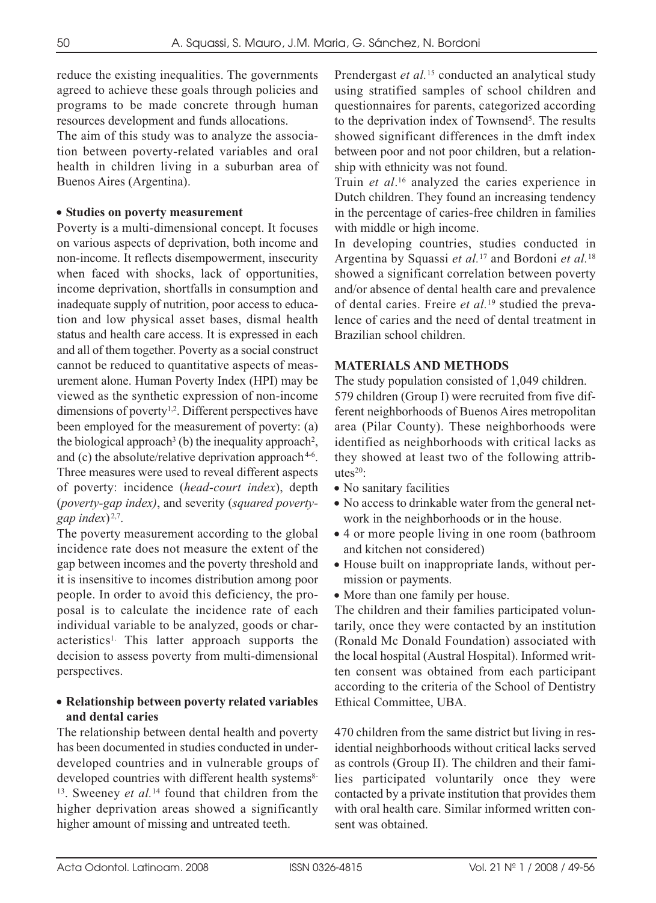reduce the existing inequalities. The governments agreed to achieve these goals through policies and programs to be made concrete through human resources development and funds allocations.

The aim of this study was to analyze the association between poverty-related variables and oral health in children living in a suburban area of Buenos Aires (Argentina).

- **Studies on poverty measurement**

Poverty is a multi-dimensional concept. It focuses on various aspects of deprivation, both income and non-income. It reflects disempowerment, insecurity when faced with shocks, lack of opportunities, income deprivation, shortfalls in consumption and inadequate supply of nutrition, poor access to education and low physical asset bases, dismal health status and health care access. It is expressed in each and all of them together. Poverty as a social construct cannot be reduced to quantitative aspects of measurement alone. Human Poverty Index (HPI) may be viewed as the synthetic expression of non-income dimensions of poverty[1,2]. Different perspectives have been employed for the measurement of poverty: (a) the biological approach[3] (b) the inequality approach[2], and (c) the absolute/relative deprivation approach[4-6]. Three measures were used to reveal different aspects of poverty: incidence (*head-court index*), depth (*poverty-gap index)*, and severity (*squared poverty-gap index*)[2,7].

The poverty measurement according to the global incidence rate does not measure the extent of the gap between incomes and the poverty threshold and it is insensitive to incomes distribution among poor people. In order to avoid this deficiency, the proposal is to calculate the incidence rate of each individual variable to be analyzed, goods or characteristics[1]. This latter approach supports the decision to assess poverty from multi-dimensional perspectives.

- **Relationship between poverty related variables and dental caries**

The relationship between dental health and poverty has been documented in studies conducted in underdeveloped countries and in vulnerable groups of developed countries with different health systems[8-13]. Sweeney *et al.*[14] found that children from the higher deprivation areas showed a significantly higher amount of missing and untreated teeth.

Prendergast *et al.*[15] conducted an analytical study using stratified samples of school children and questionnaires for parents, categorized according to the deprivation index of Townsend[5]. The results showed significant differences in the dmft index between poor and not poor children, but a relationship with ethnicity was not found.

Truin *et al*.[16] analyzed the caries experience in Dutch children. They found an increasing tendency in the percentage of caries-free children in families with middle or high income.

In developing countries, studies conducted in Argentina by Squassi *et al.*[17] and Bordoni *et al.*[18] showed a significant correlation between poverty and/or absence of dental health care and prevalence of dental caries. Freire *et al.*[19] studied the prevalence of caries and the need of dental treatment in Brazilian school children.

## MATERIALS AND METHODS

The study population consisted of 1,049 children. 579 children (Group I) were recruited from five different neighborhoods of Buenos Aires metropolitan area (Pilar County). These neighborhoods were identified as neighborhoods with critical lacks as they showed at least two of the following attributes[20]:

- No sanitary facilities
- No access to drinkable water from the general network in the neighborhoods or in the house.
- 4 or more people living in one room (bathroom and kitchen not considered)
- House built on inappropriate lands, without permission or payments.
- More than one family per house.

The children and their families participated voluntarily, once they were contacted by an institution (Ronald Mc Donald Foundation) associated with the local hospital (Austral Hospital). Informed written consent was obtained from each participant according to the criteria of the School of Dentistry Ethical Committee, UBA.

470 children from the same district but living in residential neighborhoods without critical lacks served as controls (Group II). The children and their families participated voluntarily once they were contacted by a private institution that provides them with oral health care. Similar informed written consent was obtained.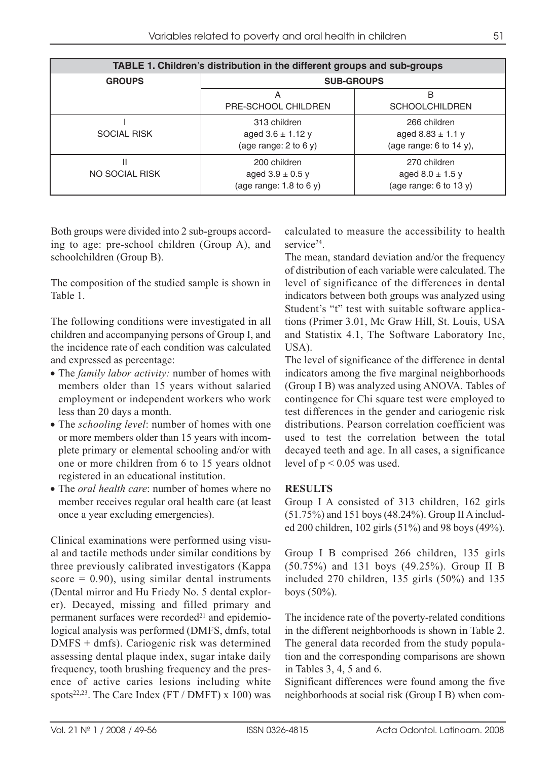**TABLE 1. Children's distribution in the different groups and sub-groups**

| GROUPS | SUB-GROUPS | |
|---|---|---|
| | A<br>PRE-SCHOOL CHILDREN | B<br>SCHOOLCHILDREN |
| I<br>SOCIAL RISK | 313 children<br>aged 3.6 ± 1.12 y<br>(age range: 2 to 6 y) | 266 children<br>aged 8.83 ± 1.1 y<br>(age range: 6 to 14 y), |
| II<br>NO SOCIAL RISK | 200 children<br>aged 3.9 ± 0.5 y<br>(age range: 1.8 to 6 y) | 270 children<br>aged 8.0 ± 1.5 y<br>(age range: 6 to 13 y) |

Both groups were divided into 2 sub-groups according to age: pre-school children (Group A), and schoolchildren (Group B).

The composition of the studied sample is shown in Table 1.

The following conditions were investigated in all children and accompanying persons of Group I, and the incidence rate of each condition was calculated and expressed as percentage:

- The *family labor activity:* number of homes with members older than 15 years without salaried employment or independent workers who work less than 20 days a month.
- The *schooling level*: number of homes with one or more members older than 15 years with incomplete primary or elemental schooling and/or with one or more children from 6 to 15 years oldnot registered in an educational institution.
- The *oral health care*: number of homes where no member receives regular oral health care (at least once a year excluding emergencies).

Clinical examinations were performed using visual and tactile methods under similar conditions by three previously calibrated investigators (Kappa score = 0.90), using similar dental instruments (Dental mirror and Hu Friedy No. 5 dental explorer). Decayed, missing and filled primary and permanent surfaces were recorded[21] and epidemiological analysis was performed (DMFS, dmfs, total DMFS + dmfs). Cariogenic risk was determined assessing dental plaque index, sugar intake daily frequency, tooth brushing frequency and the presence of active caries lesions including white spots[22,23]. The Care Index (FT / DMFT) x 100) was calculated to measure the accessibility to health service[24].

The mean, standard deviation and/or the frequency of distribution of each variable were calculated. The level of significance of the differences in dental indicators between both groups was analyzed using Student's "t" test with suitable software applications (Primer 3.01, Mc Graw Hill, St. Louis, USA and Statistix 4.1, The Software Laboratory Inc, USA).

The level of significance of the difference in dental indicators among the five marginal neighborhoods (Group I B) was analyzed using ANOVA. Tables of contingence for Chi square test were employed to test differences in the gender and cariogenic risk distributions. Pearson correlation coefficient was used to test the correlation between the total decayed teeth and age. In all cases, a significance level of $p < 0.05$ was used.

**RESULTS**

Group I A consisted of 313 children, 162 girls (51.75%) and 151 boys (48.24%). Group II A included 200 children, 102 girls (51%) and 98 boys (49%).

Group I B comprised 266 children, 135 girls (50.75%) and 131 boys (49.25%). Group II B included 270 children, 135 girls (50%) and 135 boys (50%).

The incidence rate of the poverty-related conditions in the different neighborhoods is shown in Table 2. The general data recorded from the study population and the corresponding comparisons are shown in Tables 3, 4, 5 and 6.

Significant differences were found among the five neighborhoods at social risk (Group I B) when com-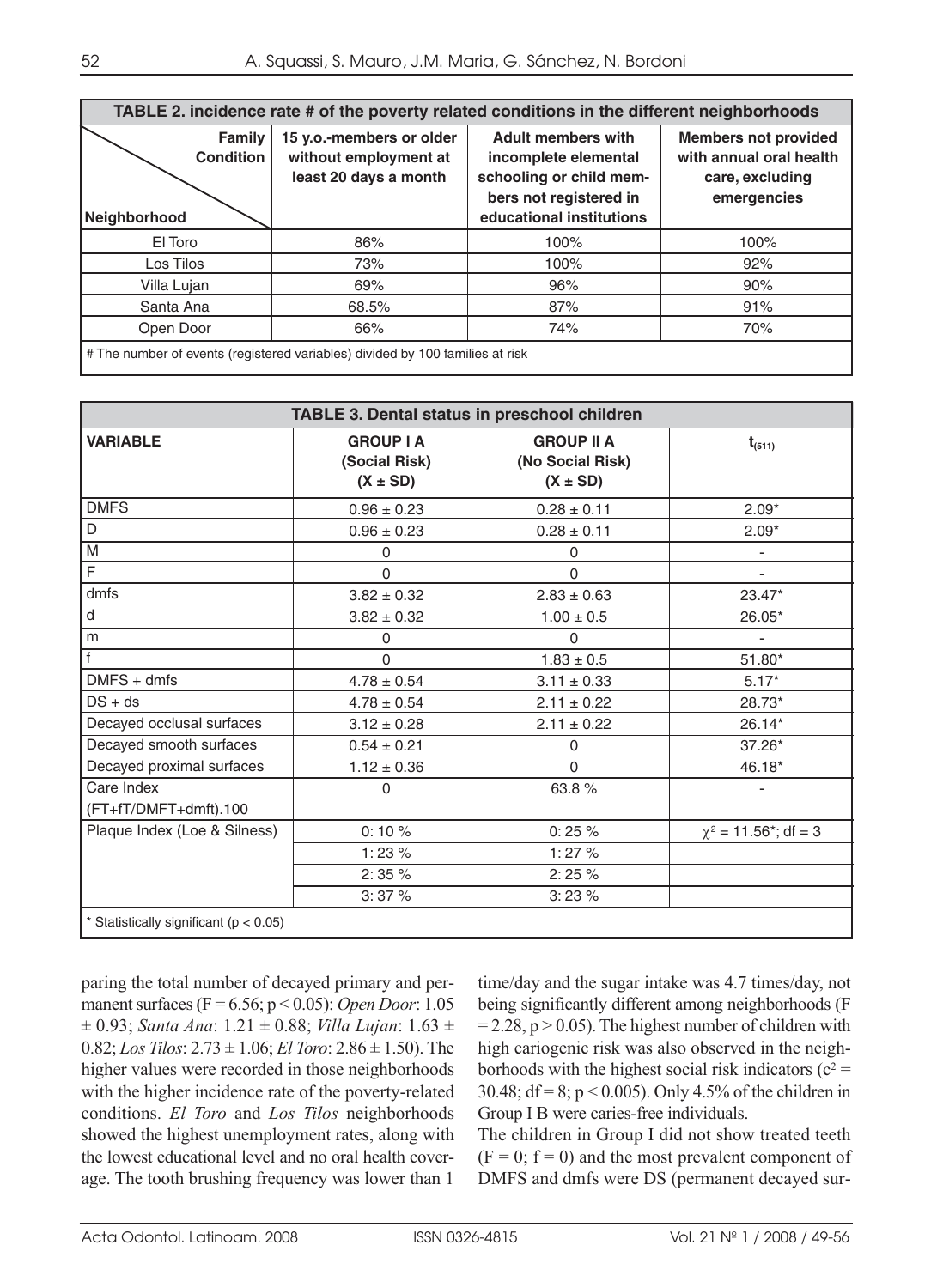**TABLE 2. incidence rate # of the poverty related conditions in the different neighborhoods**

| Neighborhood \ Family Condition | 15 y.o.-members or older without employment at least 20 days a month | Adult members with incomplete elemental schooling or child members not registered in educational institutions | Members not provided with annual oral health care, excluding emergencies |
|---|---|---|---|
| El Toro | 86% | 100% | 100% |
| Los Tilos | 73% | 100% | 92% |
| Villa Lujan | 69% | 96% | 90% |
| Santa Ana | 68.5% | 87% | 91% |
| Open Door | 66% | 74% | 70% |

# The number of events (registered variables) divided by 100 families at risk

**TABLE 3. Dental status in preschool children**

| VARIABLE | GROUP I A (Social Risk) (X ± SD) | GROUP II A (No Social Risk) (X ± SD) | $t_{(511)}$ |
|---|---|---|---|
| DMFS | 0.96 ± 0.23 | 0.28 ± 0.11 | 2.09* |
| D | 0.96 ± 0.23 | 0.28 ± 0.11 | 2.09* |
| M | 0 | 0 | - |
| F | 0 | 0 | - |
| dmfs | 3.82 ± 0.32 | 2.83 ± 0.63 | 23.47* |
| d | 3.82 ± 0.32 | 1.00 ± 0.5 | 26.05* |
| m | 0 | 0 | - |
| f | 0 | 1.83 ± 0.5 | 51.80* |
| DMFS + dmfs | 4.78 ± 0.54 | 3.11 ± 0.33 | 5.17* |
| DS + ds | 4.78 ± 0.54 | 2.11 ± 0.22 | 28.73* |
| Decayed occlusal surfaces | 3.12 ± 0.28 | 2.11 ± 0.22 | 26.14* |
| Decayed smooth surfaces | 0.54 ± 0.21 | 0 | 37.26* |
| Decayed proximal surfaces | 1.12 ± 0.36 | 0 | 46.18* |
| Care Index (FT+fT/DMFT+dmft).100 | 0 | 63.8 % | - |
| Plaque Index (Loe & Silness) | 0: 10 % | 0: 25 % | $\chi^2 = 11.56$*; df = 3 |
| | 1: 23 % | 1: 27 % | |
| | 2: 35 % | 2: 25 % | |
| | 3: 37 % | 3: 23 % | |

* Statistically significant ($p < 0.05$)

paring the total number of decayed primary and permanent surfaces ($F = 6.56$; $p < 0.05$): *Open Door*: 1.05 ± 0.93; *Santa Ana*: 1.21 ± 0.88; *Villa Lujan*: 1.63 ± 0.82; *Los Tilos*: 2.73 ± 1.06; *El Toro*: 2.86 ± 1.50). The higher values were recorded in those neighborhoods with the higher incidence rate of the poverty-related conditions. *El Toro* and *Los Tilos* neighborhoods showed the highest unemployment rates, along with the lowest educational level and no oral health coverage. The tooth brushing frequency was lower than 1 time/day and the sugar intake was 4.7 times/day, not being significantly different among neighborhoods ($F = 2.28$, $p > 0.05$). The highest number of children with high cariogenic risk was also observed in the neighborhoods with the highest social risk indicators ($c^2 = 30.48$; df = 8; $p < 0.005$). Only 4.5% of the children in Group I B were caries-free individuals.

The children in Group I did not show treated teeth ($F = 0$; $f = 0$) and the most prevalent component of DMFS and dmfs were DS (permanent decayed sur-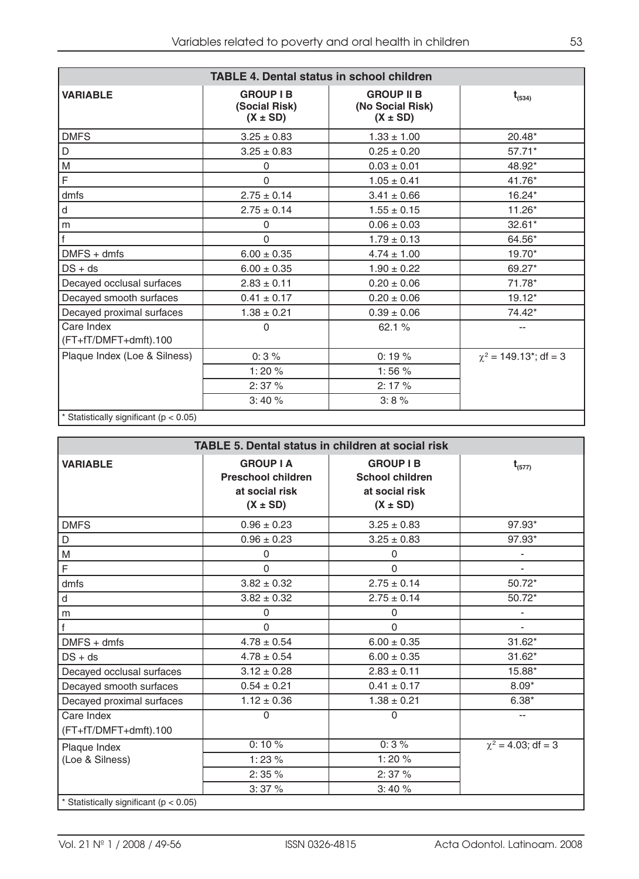| TABLE 4. Dental status in school children | | | |
|---|---|---|---|
| **VARIABLE** | **GROUP I B (Social Risk) (X ± SD)** | **GROUP II B (No Social Risk) (X ± SD)** | $t_{(534)}$ |
| DMFS | 3.25 ± 0.83 | 1.33 ± 1.00 | 20.48* |
| D | 3.25 ± 0.83 | 0.25 ± 0.20 | 57.71* |
| M | 0 | 0.03 ± 0.01 | 48.92* |
| F | 0 | 1.05 ± 0.41 | 41.76* |
| dmfs | 2.75 ± 0.14 | 3.41 ± 0.66 | 16.24* |
| d | 2.75 ± 0.14 | 1.55 ± 0.15 | 11.26* |
| m | 0 | 0.06 ± 0.03 | 32.61* |
| f | 0 | 1.79 ± 0.13 | 64.56* |
| DMFS + dmfs | 6.00 ± 0.35 | 4.74 ± 1.00 | 19.70* |
| DS + ds | 6.00 ± 0.35 | 1.90 ± 0.22 | 69.27* |
| Decayed occlusal surfaces | 2.83 ± 0.11 | 0.20 ± 0.06 | 71.78* |
| Decayed smooth surfaces | 0.41 ± 0.17 | 0.20 ± 0.06 | 19.12* |
| Decayed proximal surfaces | 1.38 ± 0.21 | 0.39 ± 0.06 | 74.42* |
| Care Index (FT+fT/DMFT+dmft).100 | 0 | 62.1 % | -- |
| Plaque Index (Loe & Silness) | 0: 3 % | 0: 19 % | $\chi^2 = 149.13$*; df = 3 |
| | 1: 20 % | 1: 56 % | |
| | 2: 37 % | 2: 17 % | |
| | 3: 40 % | 3: 8 % | |

* Statistically significant ($p < 0.05$)

| TABLE 5. Dental status in children at social risk | | | |
|---|---|---|---|
| **VARIABLE** | **GROUP I A Preschool children at social risk (X ± SD)** | **GROUP I B School children at social risk (X ± SD)** | $t_{(577)}$ |
| DMFS | 0.96 ± 0.23 | 3.25 ± 0.83 | 97.93* |
| D | 0.96 ± 0.23 | 3.25 ± 0.83 | 97.93* |
| M | 0 | 0 | - |
| F | 0 | 0 | - |
| dmfs | 3.82 ± 0.32 | 2.75 ± 0.14 | 50.72* |
| d | 3.82 ± 0.32 | 2.75 ± 0.14 | 50.72* |
| m | 0 | 0 | - |
| f | 0 | 0 | - |
| DMFS + dmfs | 4.78 ± 0.54 | 6.00 ± 0.35 | 31.62* |
| DS + ds | 4.78 ± 0.54 | 6.00 ± 0.35 | 31.62* |
| Decayed occlusal surfaces | 3.12 ± 0.28 | 2.83 ± 0.11 | 15.88* |
| Decayed smooth surfaces | 0.54 ± 0.21 | 0.41 ± 0.17 | 8.09* |
| Decayed proximal surfaces | 1.12 ± 0.36 | 1.38 ± 0.21 | 6.38* |
| Care Index (FT+fT/DMFT+dmft).100 | 0 | 0 | -- |
| Plaque Index (Loe & Silness) | 0: 10 % | 0: 3 % | $\chi^2 = 4.03$; df = 3 |
| | 1: 23 % | 1: 20 % | |
| | 2: 35 % | 2: 37 % | |
| | 3: 37 % | 3: 40 % | |

* Statistically significant ($p < 0.05$)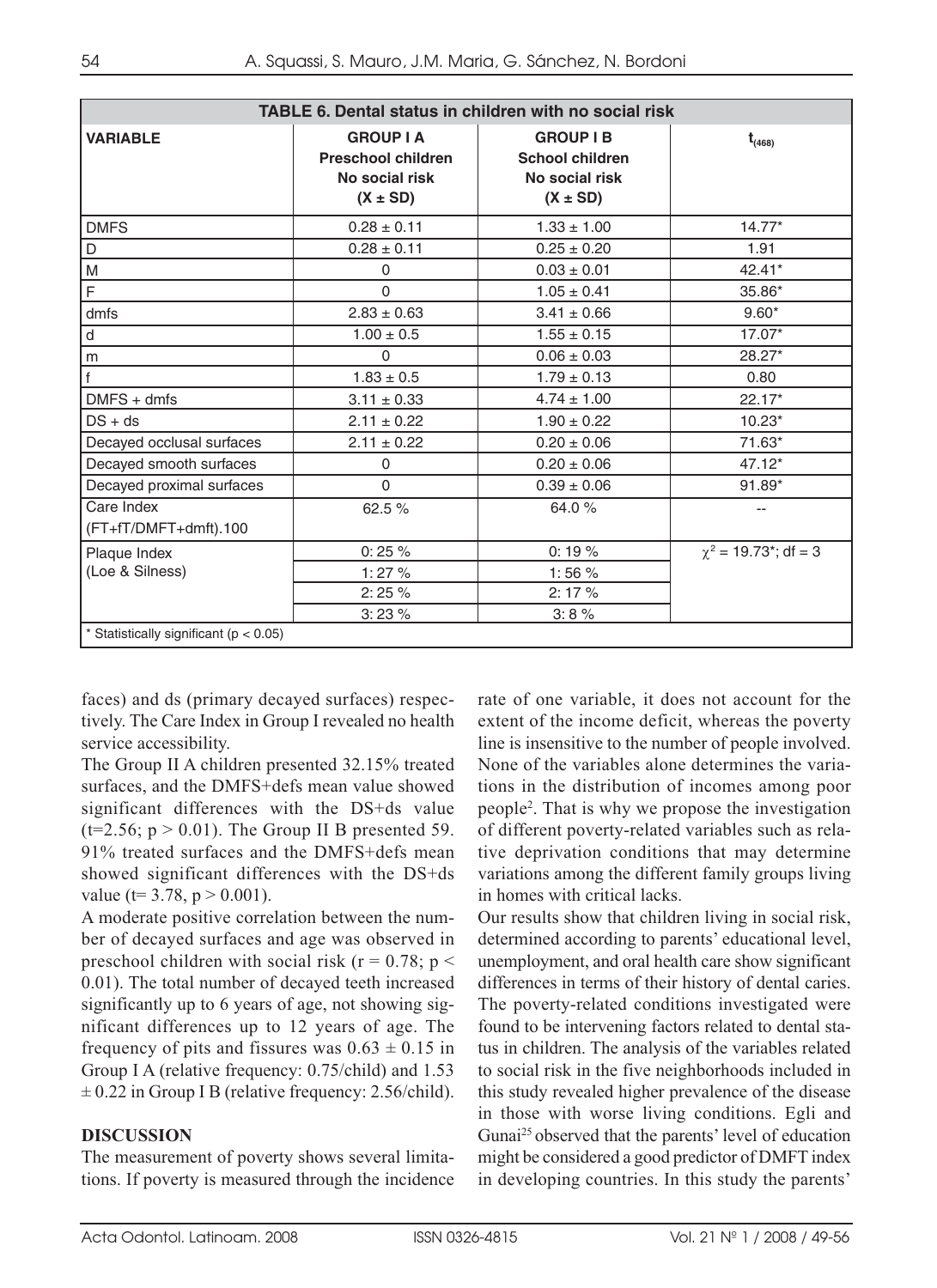**TABLE 6. Dental status in children with no social risk**

| VARIABLE | GROUP I A Preschool children No social risk (X ± SD) | GROUP I B School children No social risk (X ± SD) | $t_{(468)}$ |
|---|---|---|---|
| DMFS | 0.28 ± 0.11 | 1.33 ± 1.00 | 14.77* |
| D | 0.28 ± 0.11 | 0.25 ± 0.20 | 1.91 |
| M | 0 | 0.03 ± 0.01 | 42.41* |
| F | 0 | 1.05 ± 0.41 | 35.86* |
| dmfs | 2.83 ± 0.63 | 3.41 ± 0.66 | 9.60* |
| d | 1.00 ± 0.5 | 1.55 ± 0.15 | 17.07* |
| m | 0 | 0.06 ± 0.03 | 28.27* |
| f | 1.83 ± 0.5 | 1.79 ± 0.13 | 0.80 |
| DMFS + dmfs | 3.11 ± 0.33 | 4.74 ± 1.00 | 22.17* |
| DS + ds | 2.11 ± 0.22 | 1.90 ± 0.22 | 10.23* |
| Decayed occlusal surfaces | 2.11 ± 0.22 | 0.20 ± 0.06 | 71.63* |
| Decayed smooth surfaces | 0 | 0.20 ± 0.06 | 47.12* |
| Decayed proximal surfaces | 0 | 0.39 ± 0.06 | 91.89* |
| Care Index (FT+fT/DMFT+dmft).100 | 62.5 % | 64.0 % | -- |
| Plaque Index (Loe & Silness) | 0: 25 % | 0: 19 % | $\chi^2 = 19.73$*; df = 3 |
| | 1: 27 % | 1: 56 % | |
| | 2: 25 % | 2: 17 % | |
| | 3: 23 % | 3: 8 % | |

* Statistically significant ($p < 0.05$)

faces) and ds (primary decayed surfaces) respectively. The Care Index in Group I revealed no health service accessibility.

The Group II A children presented 32.15% treated surfaces, and the DMFS+defs mean value showed significant differences with the DS+ds value ($t=2.56$; $p > 0.01$). The Group II B presented 59. 91% treated surfaces and the DMFS+defs mean showed significant differences with the DS+ds value ($t= 3.78$, $p > 0.001$).

A moderate positive correlation between the number of decayed surfaces and age was observed in preschool children with social risk ($r = 0.78$; $p < 0.01$). The total number of decayed teeth increased significantly up to 6 years of age, not showing significant differences up to 12 years of age. The frequency of pits and fissures was $0.63 \pm 0.15$ in Group I A (relative frequency: 0.75/child) and 1.53 $\pm$ 0.22 in Group I B (relative frequency: 2.56/child).

## DISCUSSION

The measurement of poverty shows several limitations. If poverty is measured through the incidence rate of one variable, it does not account for the extent of the income deficit, whereas the poverty line is insensitive to the number of people involved. None of the variables alone determines the variations in the distribution of incomes among poor people[2]. That is why we propose the investigation of different poverty-related variables such as relative deprivation conditions that may determine variations among the different family groups living in homes with critical lacks.

Our results show that children living in social risk, determined according to parents' educational level, unemployment, and oral health care show significant differences in terms of their history of dental caries. The poverty-related conditions investigated were found to be intervening factors related to dental status in children. The analysis of the variables related to social risk in the five neighborhoods included in this study revealed higher prevalence of the disease in those with worse living conditions. Egli and Gunai[25] observed that the parents' level of education might be considered a good predictor of DMFT index in developing countries. In this study the parents'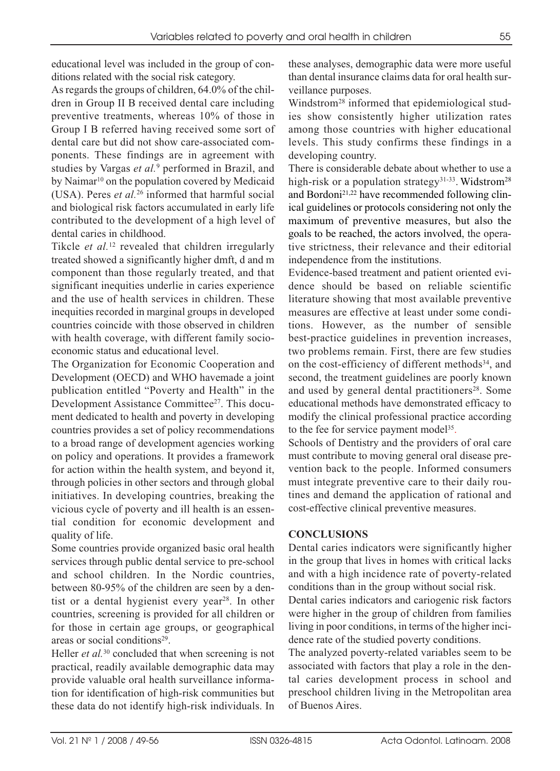educational level was included in the group of conditions related with the social risk category.

As regards the groups of children, 64.0% of the children in Group II B received dental care including preventive treatments, whereas 10% of those in Group I B referred having received some sort of dental care but did not show care-associated components. These findings are in agreement with studies by Vargas *et al.*[9] performed in Brazil, and by Naimar[10] on the population covered by Medicaid (USA). Peres *et al.*[26] informed that harmful social and biological risk factors accumulated in early life contributed to the development of a high level of dental caries in childhood.

Tikcle *et al.*[12] revealed that children irregularly treated showed a significantly higher dmft, d and m component than those regularly treated, and that significant inequities underlie in caries experience and the use of health services in children. These inequities recorded in marginal groups in developed countries coincide with those observed in children with health coverage, with different family socio-economic status and educational level.

The Organization for Economic Cooperation and Development (OECD) and WHO havemade a joint publication entitled "Poverty and Health" in the Development Assistance Committee[27]. This document dedicated to health and poverty in developing countries provides a set of policy recommendations to a broad range of development agencies working on policy and operations. It provides a framework for action within the health system, and beyond it, through policies in other sectors and through global initiatives. In developing countries, breaking the vicious cycle of poverty and ill health is an essential condition for economic development and quality of life.

Some countries provide organized basic oral health services through public dental service to pre-school and school children. In the Nordic countries, between 80-95% of the children are seen by a dentist or a dental hygienist every year[28]. In other countries, screening is provided for all children or for those in certain age groups, or geographical areas or social conditions[29].

Heller *et al.*[30] concluded that when screening is not practical, readily available demographic data may provide valuable oral health surveillance information for identification of high-risk communities but these data do not identify high-risk individuals. In these analyses, demographic data were more useful than dental insurance claims data for oral health surveillance purposes.

Windstrom[28] informed that epidemiological studies show consistently higher utilization rates among those countries with higher educational levels. This study confirms these findings in a developing country.

There is considerable debate about whether to use a high-risk or a population strategy[31-33]. Widstrom[28] and Bordoni[21,22] have recommended following clinical guidelines or protocols considering not only the maximum of preventive measures, but also the goals to be reached, the actors involved, the operative strictness, their relevance and their editorial independence from the institutions.

Evidence-based treatment and patient oriented evidence should be based on reliable scientific literature showing that most available preventive measures are effective at least under some conditions. However, as the number of sensible best-practice guidelines in prevention increases, two problems remain. First, there are few studies on the cost-efficiency of different methods[34], and second, the treatment guidelines are poorly known and used by general dental practitioners[28]. Some educational methods have demonstrated efficacy to modify the clinical professional practice according to the fee for service payment model[35].

Schools of Dentistry and the providers of oral care must contribute to moving general oral disease prevention back to the people. Informed consumers must integrate preventive care to their daily routines and demand the application of rational and cost-effective clinical preventive measures.

## CONCLUSIONS

Dental caries indicators were significantly higher in the group that lives in homes with critical lacks and with a high incidence rate of poverty-related conditions than in the group without social risk.

Dental caries indicators and cariogenic risk factors were higher in the group of children from families living in poor conditions, in terms of the higher incidence rate of the studied poverty conditions.

The analyzed poverty-related variables seem to be associated with factors that play a role in the dental caries development process in school and preschool children living in the Metropolitan area of Buenos Aires.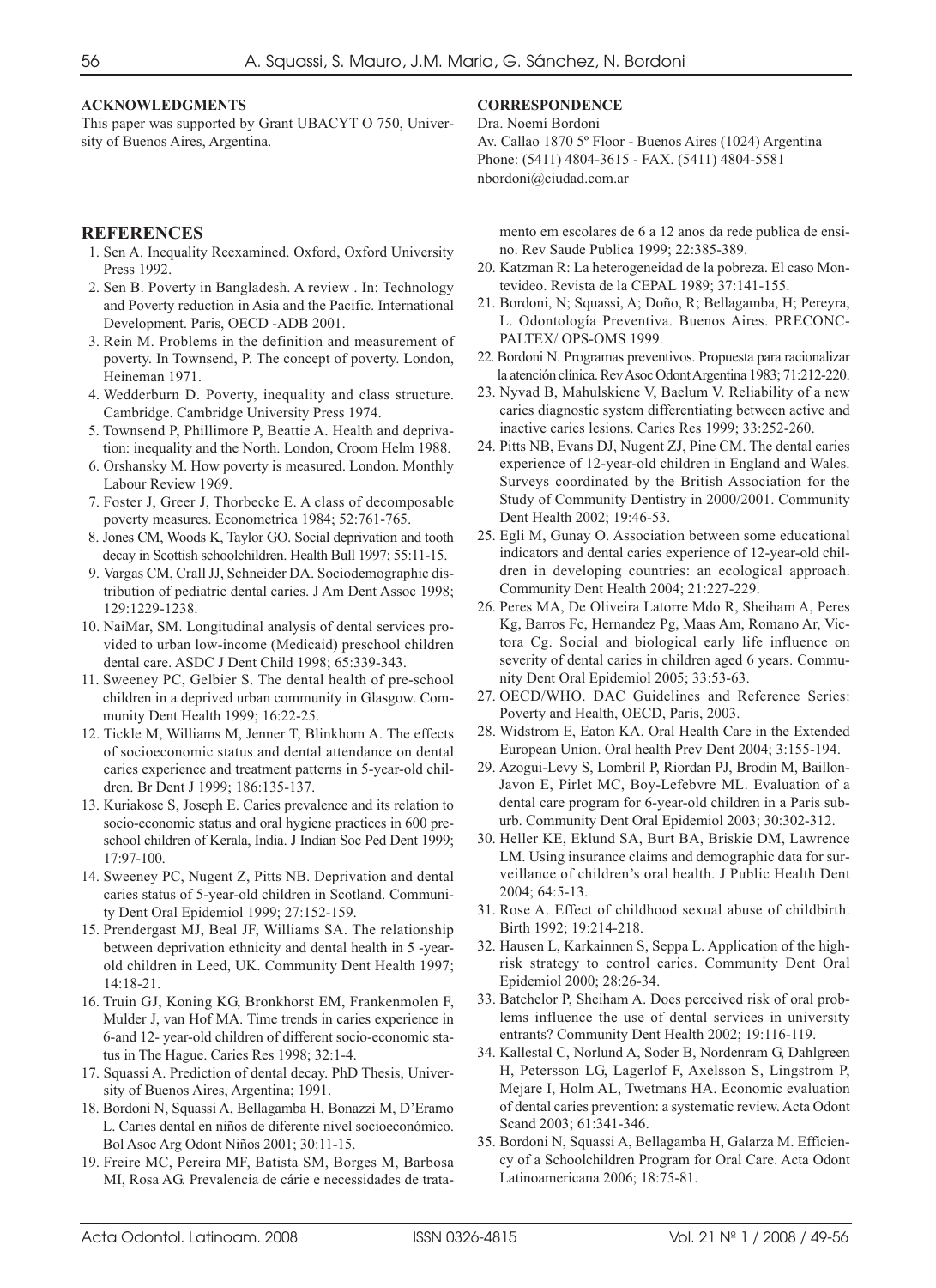**ACKNOWLEDGMENTS**

This paper was supported by Grant UBACYT O 750, University of Buenos Aires, Argentina.

**CORRESPONDENCE**

Dra. Noemí Bordoni
Av. Callao 1870 5º Floor - Buenos Aires (1024) Argentina
Phone: (5411) 4804-3615 - FAX. (5411) 4804-5581
nbordoni@ciudad.com.ar

## REFERENCES

1. Sen A. Inequality Reexamined. Oxford, Oxford University Press 1992.
2. Sen B. Poverty in Bangladesh. A review . In: Technology and Poverty reduction in Asia and the Pacific. International Development. Paris, OECD -ADB 2001.
3. Rein M. Problems in the definition and measurement of poverty. In Townsend, P. The concept of poverty. London, Heineman 1971.
4. Wedderburn D. Poverty, inequality and class structure. Cambridge. Cambridge University Press 1974.
5. Townsend P, Phillimore P, Beattie A. Health and deprivation: inequality and the North. London, Croom Helm 1988.
6. Orshansky M. How poverty is measured. London. Monthly Labour Review 1969.
7. Foster J, Greer J, Thorbecke E. A class of decomposable poverty measures. Econometrica 1984; 52:761-765.
8. Jones CM, Woods K, Taylor GO. Social deprivation and tooth decay in Scottish schoolchildren. Health Bull 1997; 55:11-15.
9. Vargas CM, Crall JJ, Schneider DA. Sociodemographic distribution of pediatric dental caries. J Am Dent Assoc 1998; 129:1229-1238.
10. NaiMar, SM. Longitudinal analysis of dental services provided to urban low-income (Medicaid) preschool children dental care. ASDC J Dent Child 1998; 65:339-343.
11. Sweeney PC, Gelbier S. The dental health of pre-school children in a deprived urban community in Glasgow. Community Dent Health 1999; 16:22-25.
12. Tickle M, Williams M, Jenner T, Blinkhom A. The effects of socioeconomic status and dental attendance on dental caries experience and treatment patterns in 5-year-old children. Br Dent J 1999; 186:135-137.
13. Kuriakose S, Joseph E. Caries prevalence and its relation to socio-economic status and oral hygiene practices in 600 preschool children of Kerala, India. J Indian Soc Ped Dent 1999; 17:97-100.
14. Sweeney PC, Nugent Z, Pitts NB. Deprivation and dental caries status of 5-year-old children in Scotland. Community Dent Oral Epidemiol 1999; 27:152-159.
15. Prendergast MJ, Beal JF, Williams SA. The relationship between deprivation ethnicity and dental health in 5 -year-old children in Leed, UK. Community Dent Health 1997; 14:18-21.
16. Truin GJ, Koning KG, Bronkhorst EM, Frankenmolen F, Mulder J, van Hof MA. Time trends in caries experience in 6-and 12- year-old children of different socio-economic status in The Hague. Caries Res 1998; 32:1-4.
17. Squassi A. Prediction of dental decay. PhD Thesis, University of Buenos Aires, Argentina; 1991.
18. Bordoni N, Squassi A, Bellagamba H, Bonazzi M, D'Eramo L. Caries dental en niños de diferente nivel socioeconómico. Bol Asoc Arg Odont Niños 2001; 30:11-15.
19. Freire MC, Pereira MF, Batista SM, Borges M, Barbosa MI, Rosa AG. Prevalencia de cárie e necessidades de tratamento em escolares de 6 a 12 anos da rede publica de ensino. Rev Saude Publica 1999; 22:385-389.
20. Katzman R: La heterogeneidad de la pobreza. El caso Montevideo. Revista de la CEPAL 1989; 37:141-155.
21. Bordoni, N; Squassi, A; Doño, R; Bellagamba, H; Pereyra, L. Odontología Preventiva. Buenos Aires. PRECONC-PALTEX/ OPS-OMS 1999.
22. Bordoni N. Programas preventivos. Propuesta para racionalizar la atención clínica. Rev Asoc Odont Argentina 1983; 71:212-220.
23. Nyvad B, Mahulskiene V, Baelum V. Reliability of a new caries diagnostic system differentiating between active and inactive caries lesions. Caries Res 1999; 33:252-260.
24. Pitts NB, Evans DJ, Nugent ZJ, Pine CM. The dental caries experience of 12-year-old children in England and Wales. Surveys coordinated by the British Association for the Study of Community Dentistry in 2000/2001. Community Dent Health 2002; 19:46-53.
25. Egli M, Gunay O. Association between some educational indicators and dental caries experience of 12-year-old children in developing countries: an ecological approach. Community Dent Health 2004; 21:227-229.
26. Peres MA, De Oliveira Latorre Mdo R, Sheiham A, Peres Kg, Barros Fc, Hernandez Pg, Maas Am, Romano Ar, Victora Cg. Social and biological early life influence on severity of dental caries in children aged 6 years. Community Dent Oral Epidemiol 2005; 33:53-63.
27. OECD/WHO. DAC Guidelines and Reference Series: Poverty and Health, OECD, Paris, 2003.
28. Widstrom E, Eaton KA. Oral Health Care in the Extended European Union. Oral health Prev Dent 2004; 3:155-194.
29. Azogui-Levy S, Lombril P, Riordan PJ, Brodin M, Baillon-Javon E, Pirlet MC, Boy-Lefebvre ML. Evaluation of a dental care program for 6-year-old children in a Paris suburb. Community Dent Oral Epidemiol 2003; 30:302-312.
30. Heller KE, Eklund SA, Burt BA, Briskie DM, Lawrence LM. Using insurance claims and demographic data for surveillance of children's oral health. J Public Health Dent 2004; 64:5-13.
31. Rose A. Effect of childhood sexual abuse of childbirth. Birth 1992; 19:214-218.
32. Hausen L, Karkainnen S, Seppa L. Application of the high-risk strategy to control caries. Community Dent Oral Epidemiol 2000; 28:26-34.
33. Batchelor P, Sheiham A. Does perceived risk of oral problems influence the use of dental services in university entrants? Community Dent Health 2002; 19:116-119.
34. Kallestal C, Norlund A, Soder B, Nordenram G, Dahlgreen H, Petersson LG, Lagerlof F, Axelsson S, Lingstrom P, Mejare I, Holm AL, Twetmans HA. Economic evaluation of dental caries prevention: a systematic review. Acta Odont Scand 2003; 61:341-346.
35. Bordoni N, Squassi A, Bellagamba H, Galarza M. Efficiency of a Schoolchildren Program for Oral Care. Acta Odont Latinoamericana 2006; 18:75-81.